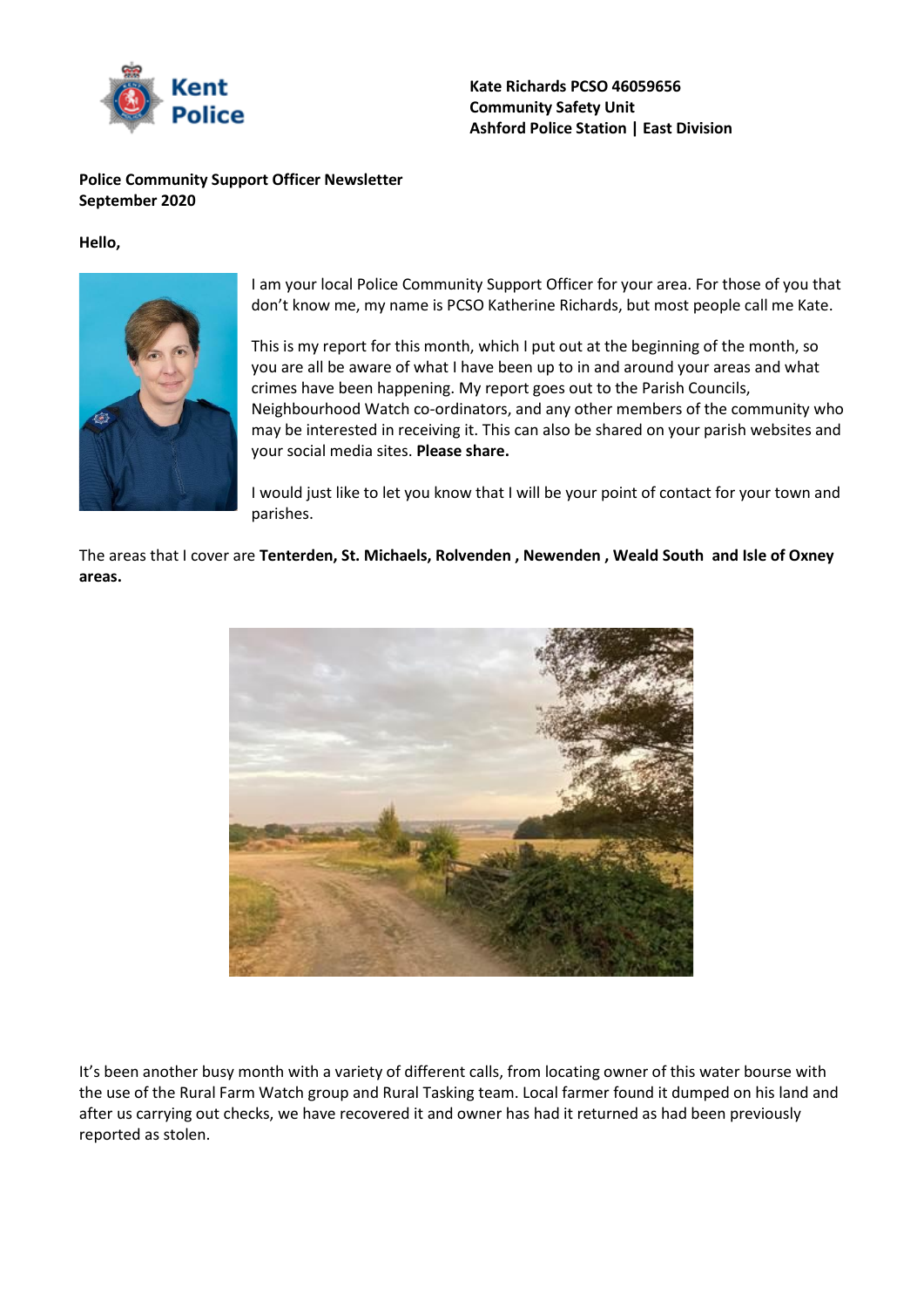Kent Police

**Kate Richards PCSO 46059656**
**Community Safety Unit**
**Ashford Police Station | East Division**

**Police Community Support Officer Newsletter**
**September 2020**

**Hello,**

I am your local Police Community Support Officer for your area. For those of you that don't know me, my name is PCSO Katherine Richards, but most people call me Kate.

This is my report for this month, which I put out at the beginning of the month, so you are all be aware of what I have been up to in and around your areas and what crimes have been happening. My report goes out to the Parish Councils, Neighbourhood Watch co-ordinators, and any other members of the community who may be interested in receiving it. This can also be shared on your parish websites and your social media sites. **Please share.**

I would just like to let you know that I will be your point of contact for your town and parishes.

The areas that I cover are **Tenterden, St. Michaels, Rolvenden , Newenden , Weald South and Isle of Oxney areas.**

It's been another busy month with a variety of different calls, from locating owner of this water bourse with the use of the Rural Farm Watch group and Rural Tasking team. Local farmer found it dumped on his land and after us carrying out checks, we have recovered it and owner has had it returned as had been previously reported as stolen.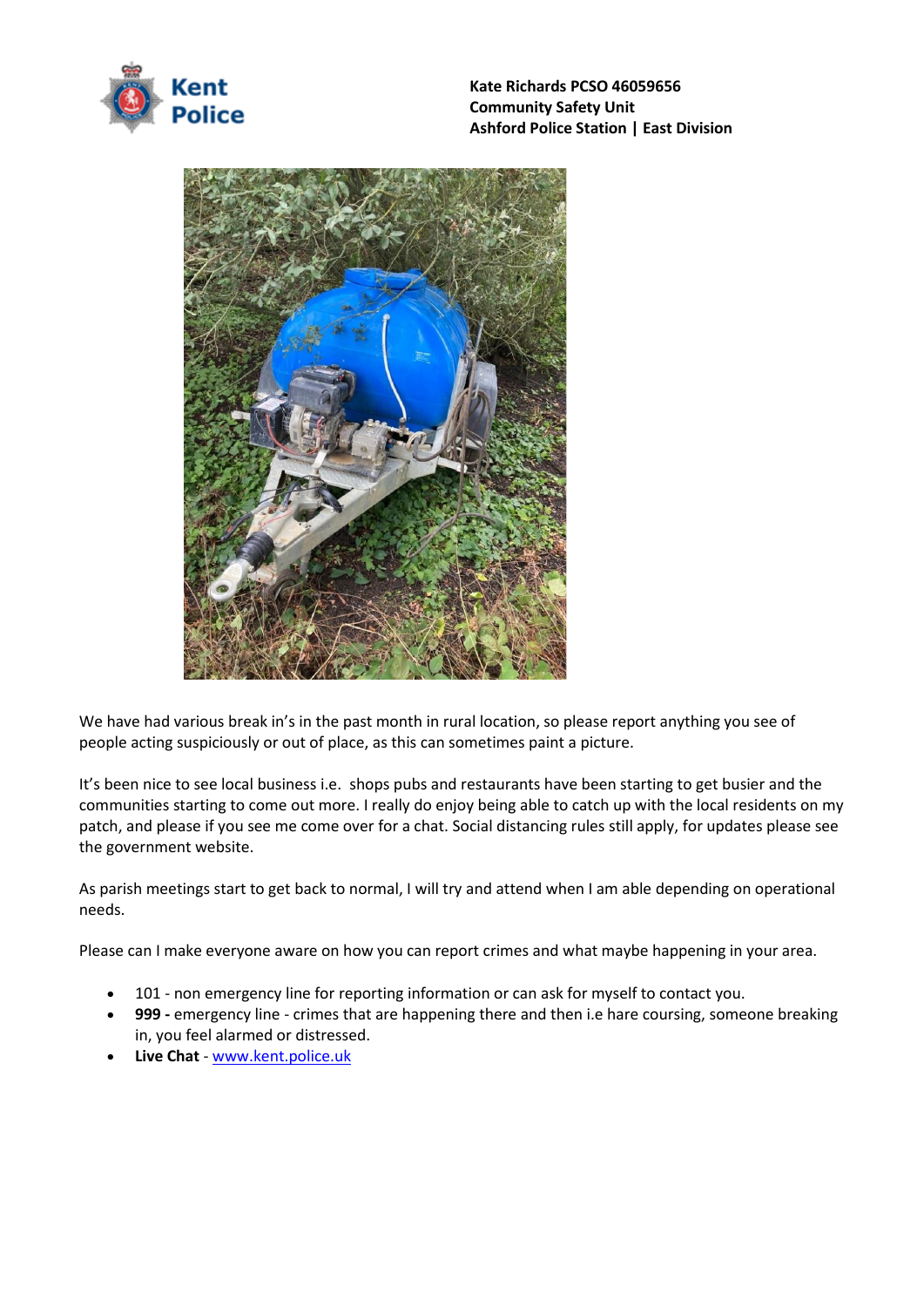**Kate Richards PCSO 46059656**
**Community Safety Unit**
**Ashford Police Station | East Division**

We have had various break in's in the past month in rural location, so please report anything you see of people acting suspiciously or out of place, as this can sometimes paint a picture.

It's been nice to see local business i.e. shops pubs and restaurants have been starting to get busier and the communities starting to come out more. I really do enjoy being able to catch up with the local residents on my patch, and please if you see me come over for a chat. Social distancing rules still apply, for updates please see the government website.

As parish meetings start to get back to normal, I will try and attend when I am able depending on operational needs.

Please can I make everyone aware on how you can report crimes and what maybe happening in your area.

- 101 - non emergency line for reporting information or can ask for myself to contact you.
- **999 -** emergency line - crimes that are happening there and then i.e hare coursing, someone breaking in, you feel alarmed or distressed.
- **Live Chat** - www.kent.police.uk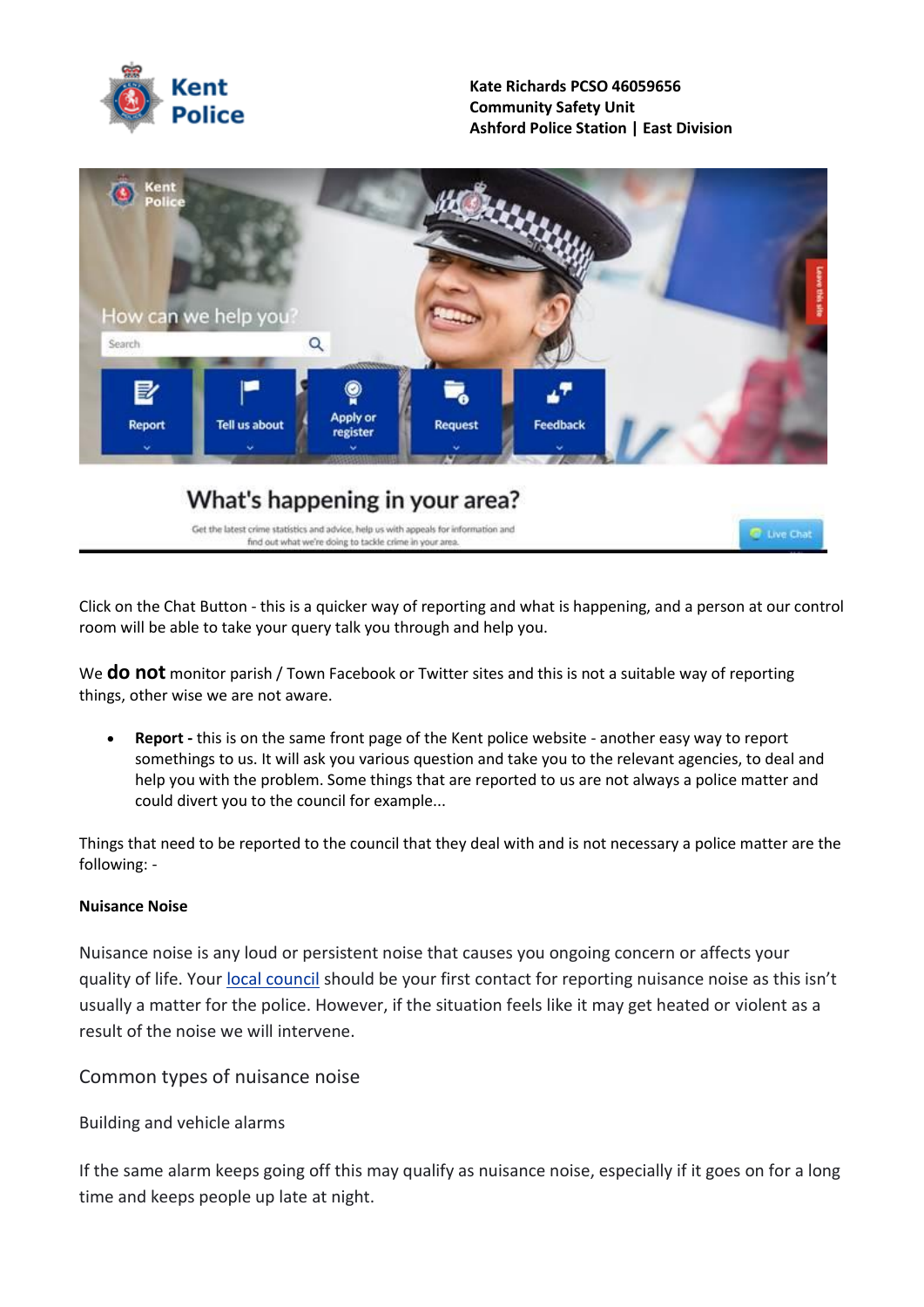**Kate Richards PCSO 46059656**
**Community Safety Unit**
**Ashford Police Station | East Division**

Click on the Chat Button - this is a quicker way of reporting and what is happening, and a person at our control room will be able to take your query talk you through and help you.

We **do not** monitor parish / Town Facebook or Twitter sites and this is not a suitable way of reporting things, other wise we are not aware.

- **Report -** this is on the same front page of the Kent police website - another easy way to report somethings to us. It will ask you various question and take you to the relevant agencies, to deal and help you with the problem. Some things that are reported to us are not always a police matter and could divert you to the council for example...

Things that need to be reported to the council that they deal with and is not necessary a police matter are the following: -

**Nuisance Noise**

Nuisance noise is any loud or persistent noise that causes you ongoing concern or affects your quality of life. Your local council should be your first contact for reporting nuisance noise as this isn't usually a matter for the police. However, if the situation feels like it may get heated or violent as a result of the noise we will intervene.

## Common types of nuisance noise

Building and vehicle alarms

If the same alarm keeps going off this may qualify as nuisance noise, especially if it goes on for a long time and keeps people up late at night.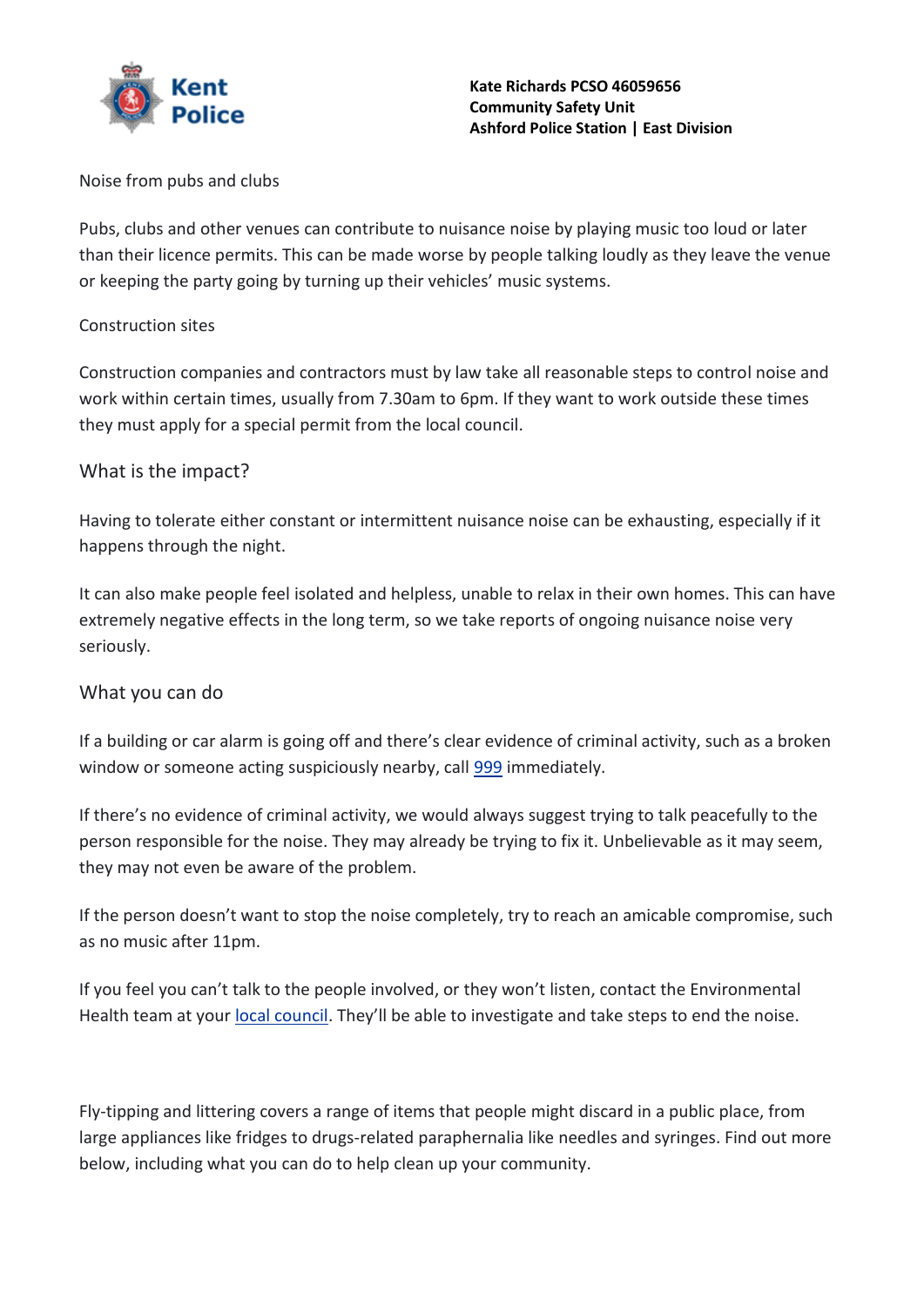**Kate Richards PCSO 46059656**
**Community Safety Unit**
**Ashford Police Station | East Division**

Noise from pubs and clubs

Pubs, clubs and other venues can contribute to nuisance noise by playing music too loud or later than their licence permits. This can be made worse by people talking loudly as they leave the venue or keeping the party going by turning up their vehicles' music systems.

Construction sites

Construction companies and contractors must by law take all reasonable steps to control noise and work within certain times, usually from 7.30am to 6pm. If they want to work outside these times they must apply for a special permit from the local council.

## What is the impact?

Having to tolerate either constant or intermittent nuisance noise can be exhausting, especially if it happens through the night.

It can also make people feel isolated and helpless, unable to relax in their own homes. This can have extremely negative effects in the long term, so we take reports of ongoing nuisance noise very seriously.

## What you can do

If a building or car alarm is going off and there's clear evidence of criminal activity, such as a broken window or someone acting suspiciously nearby, call 999 immediately.

If there's no evidence of criminal activity, we would always suggest trying to talk peacefully to the person responsible for the noise. They may already be trying to fix it. Unbelievable as it may seem, they may not even be aware of the problem.

If the person doesn't want to stop the noise completely, try to reach an amicable compromise, such as no music after 11pm.

If you feel you can't talk to the people involved, or they won't listen, contact the Environmental Health team at your local council. They'll be able to investigate and take steps to end the noise.

Fly-tipping and littering covers a range of items that people might discard in a public place, from large appliances like fridges to drugs-related paraphernalia like needles and syringes. Find out more below, including what you can do to help clean up your community.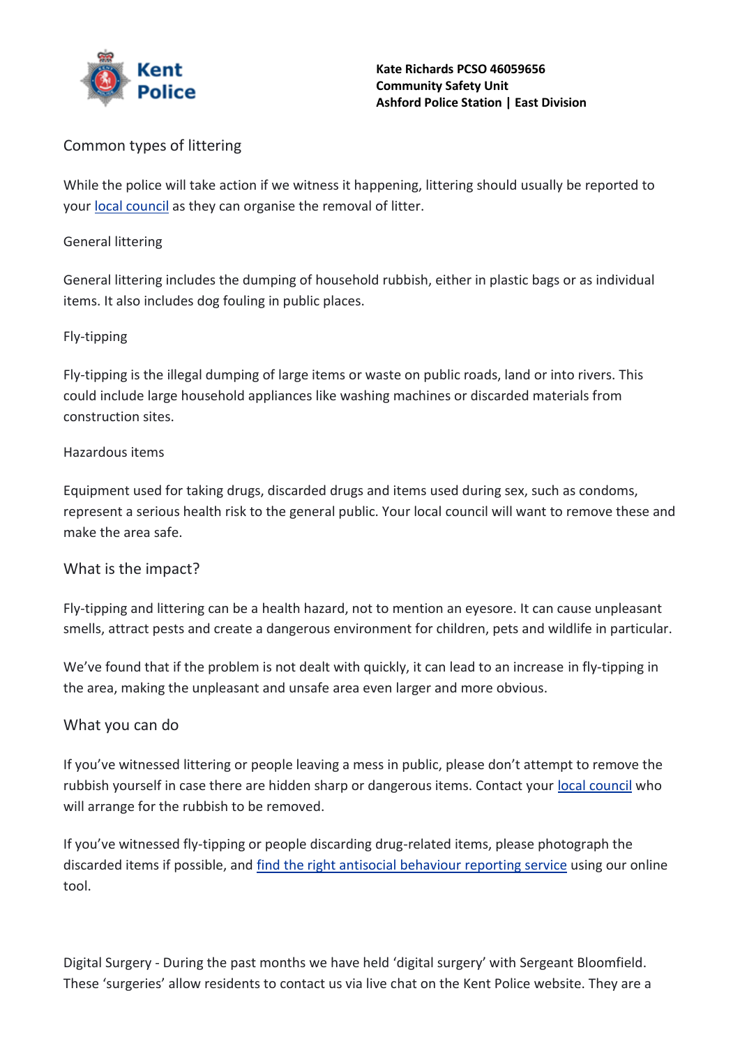**Kate Richards PCSO 46059656**
**Community Safety Unit**
**Ashford Police Station | East Division**

## Common types of littering

While the police will take action if we witness it happening, littering should usually be reported to your local council as they can organise the removal of litter.

### General littering

General littering includes the dumping of household rubbish, either in plastic bags or as individual items. It also includes dog fouling in public places.

### Fly-tipping

Fly-tipping is the illegal dumping of large items or waste on public roads, land or into rivers. This could include large household appliances like washing machines or discarded materials from construction sites.

### Hazardous items

Equipment used for taking drugs, discarded drugs and items used during sex, such as condoms, represent a serious health risk to the general public. Your local council will want to remove these and make the area safe.

## What is the impact?

Fly-tipping and littering can be a health hazard, not to mention an eyesore. It can cause unpleasant smells, attract pests and create a dangerous environment for children, pets and wildlife in particular.

We've found that if the problem is not dealt with quickly, it can lead to an increase in fly-tipping in the area, making the unpleasant and unsafe area even larger and more obvious.

## What you can do

If you've witnessed littering or people leaving a mess in public, please don't attempt to remove the rubbish yourself in case there are hidden sharp or dangerous items. Contact your local council who will arrange for the rubbish to be removed.

If you've witnessed fly-tipping or people discarding drug-related items, please photograph the discarded items if possible, and find the right antisocial behaviour reporting service using our online tool.

Digital Surgery - During the past months we have held 'digital surgery' with Sergeant Bloomfield. These 'surgeries' allow residents to contact us via live chat on the Kent Police website. They are a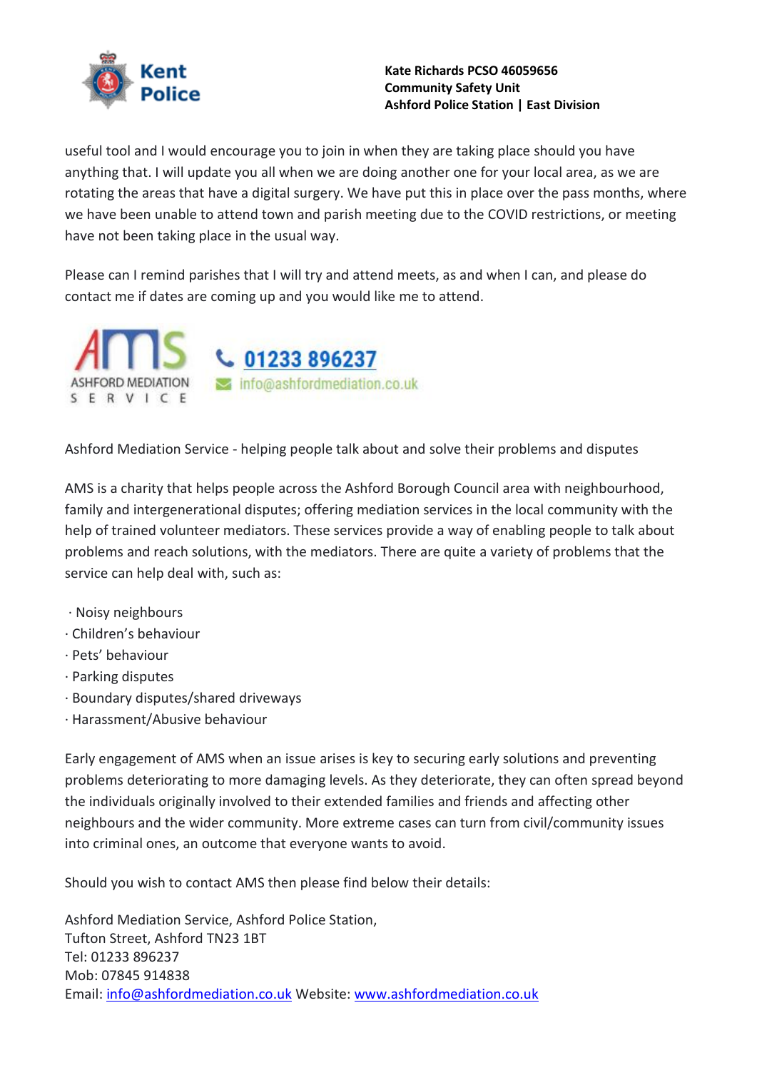useful tool and I would encourage you to join in when they are taking place should you have anything that. I will update you all when we are doing another one for your local area, as we are rotating the areas that have a digital surgery. We have put this in place over the pass months, where we have been unable to attend town and parish meeting due to the COVID restrictions, or meeting have not been taking place in the usual way.

Please can I remind parishes that I will try and attend meets, as and when I can, and please do contact me if dates are coming up and you would like me to attend.

AMS ASHFORD MEDIATION SERVICE 01233 896237 info@ashfordmediation.co.uk

Ashford Mediation Service - helping people talk about and solve their problems and disputes

AMS is a charity that helps people across the Ashford Borough Council area with neighbourhood, family and intergenerational disputes; offering mediation services in the local community with the help of trained volunteer mediators. These services provide a way of enabling people to talk about problems and reach solutions, with the mediators. There are quite a variety of problems that the service can help deal with, such as:

- Noisy neighbours
- Children's behaviour
- Pets' behaviour
- Parking disputes
- Boundary disputes/shared driveways
- Harassment/Abusive behaviour

Early engagement of AMS when an issue arises is key to securing early solutions and preventing problems deteriorating to more damaging levels. As they deteriorate, they can often spread beyond the individuals originally involved to their extended families and friends and affecting other neighbours and the wider community. More extreme cases can turn from civil/community issues into criminal ones, an outcome that everyone wants to avoid.

Should you wish to contact AMS then please find below their details:

Ashford Mediation Service, Ashford Police Station,
Tufton Street, Ashford TN23 1BT
Tel: 01233 896237
Mob: 07845 914838
Email: info@ashfordmediation.co.uk Website: www.ashfordmediation.co.uk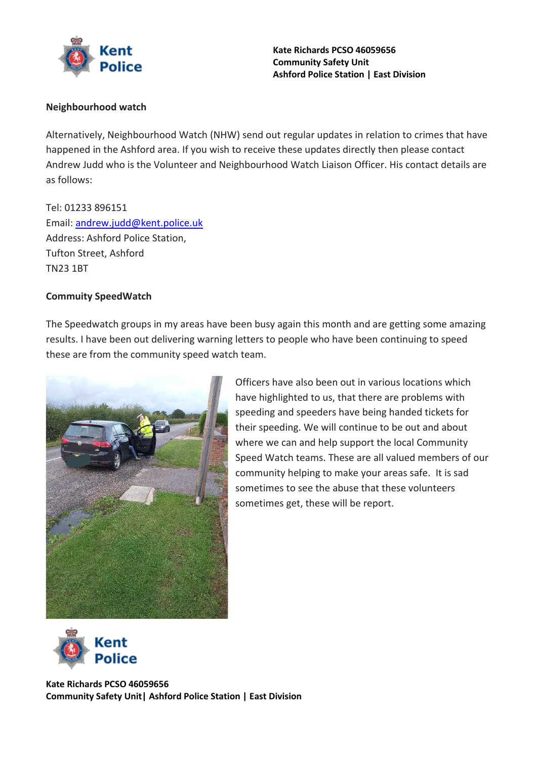## Neighbourhood watch

Alternatively, Neighbourhood Watch (NHW) send out regular updates in relation to crimes that have happened in the Ashford area. If you wish to receive these updates directly then please contact Andrew Judd who is the Volunteer and Neighbourhood Watch Liaison Officer. His contact details are as follows:

Tel: 01233 896151
Email: andrew.judd@kent.police.uk
Address: Ashford Police Station,
Tufton Street, Ashford
TN23 1BT

## Community SpeedWatch

The Speedwatch groups in my areas have been busy again this month and are getting some amazing results. I have been out delivering warning letters to people who have been continuing to speed these are from the community speed watch team.

Officers have also been out in various locations which have highlighted to us, that there are problems with speeding and speeders have being handed tickets for their speeding. We will continue to be out and about where we can and help support the local Community Speed Watch teams. These are all valued members of our community helping to make your areas safe. It is sad sometimes to see the abuse that these volunteers sometimes get, these will be report.

**Kate Richards PCSO 46059656**
**Community Safety Unit| Ashford Police Station | East Division**